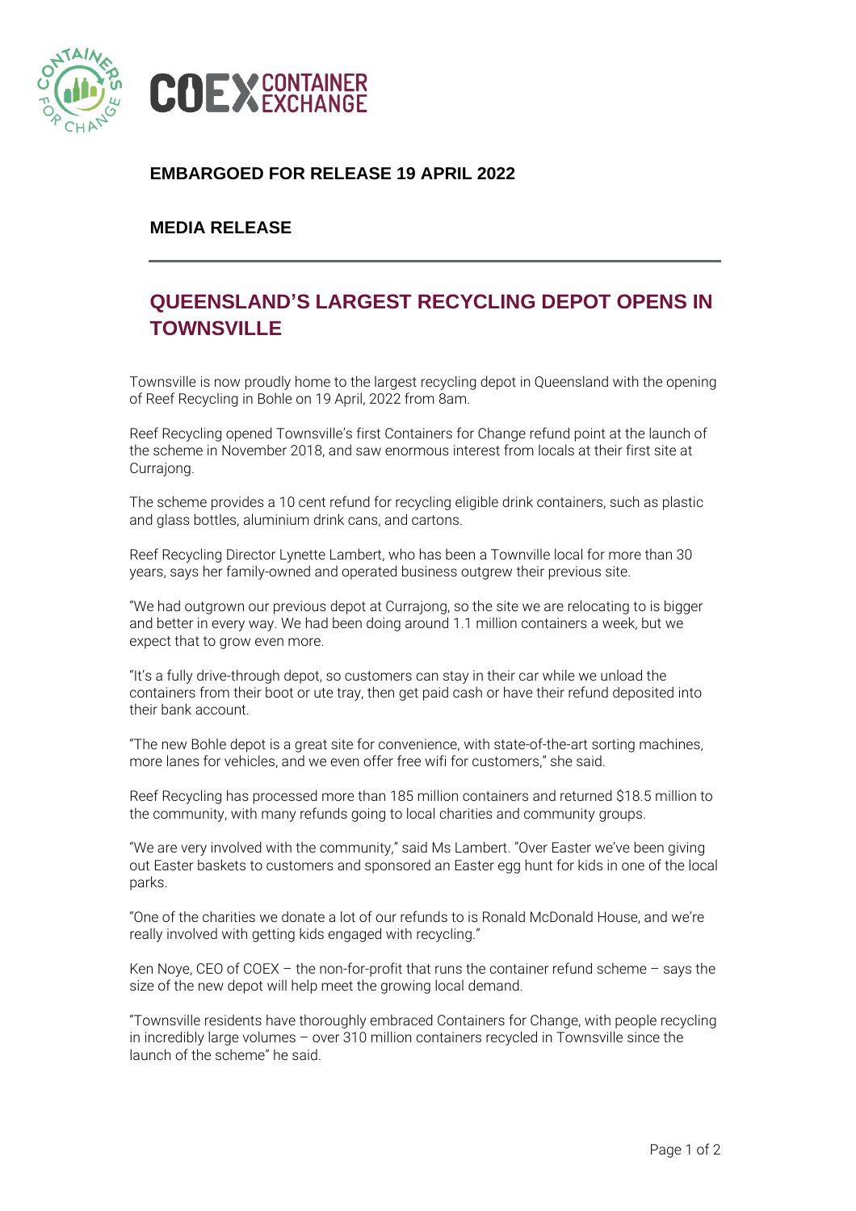**EMBARGOED FOR RELEASE 19 APRIL 2022**

**MEDIA RELEASE**

# QUEENSLAND'S LARGEST RECYCLING DEPOT OPENS IN TOWNSVILLE

Townsville is now proudly home to the largest recycling depot in Queensland with the opening of Reef Recycling in Bohle on 19 April, 2022 from 8am.

Reef Recycling opened Townsville's first Containers for Change refund point at the launch of the scheme in November 2018, and saw enormous interest from locals at their first site at Currajong.

The scheme provides a 10 cent refund for recycling eligible drink containers, such as plastic and glass bottles, aluminium drink cans, and cartons.

Reef Recycling Director Lynette Lambert, who has been a Townville local for more than 30 years, says her family-owned and operated business outgrew their previous site.

"We had outgrown our previous depot at Currajong, so the site we are relocating to is bigger and better in every way. We had been doing around 1.1 million containers a week, but we expect that to grow even more.

"It's a fully drive-through depot, so customers can stay in their car while we unload the containers from their boot or ute tray, then get paid cash or have their refund deposited into their bank account.

"The new Bohle depot is a great site for convenience, with state-of-the-art sorting machines, more lanes for vehicles, and we even offer free wifi for customers," she said.

Reef Recycling has processed more than 185 million containers and returned $18.5 million to the community, with many refunds going to local charities and community groups.

"We are very involved with the community," said Ms Lambert. "Over Easter we've been giving out Easter baskets to customers and sponsored an Easter egg hunt for kids in one of the local parks.

"One of the charities we donate a lot of our refunds to is Ronald McDonald House, and we're really involved with getting kids engaged with recycling."

Ken Noye, CEO of COEX – the non-for-profit that runs the container refund scheme – says the size of the new depot will help meet the growing local demand.

"Townsville residents have thoroughly embraced Containers for Change, with people recycling in incredibly large volumes – over 310 million containers recycled in Townsville since the launch of the scheme" he said.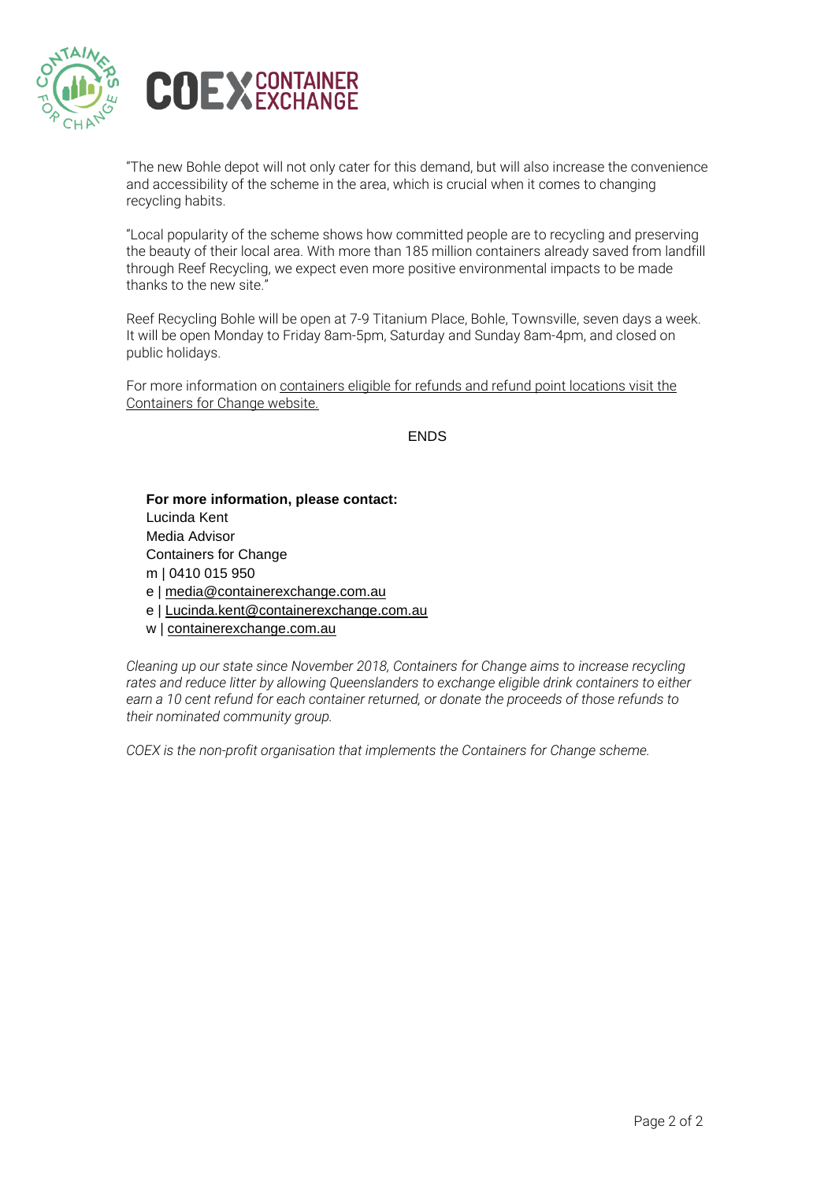"The new Bohle depot will not only cater for this demand, but will also increase the convenience and accessibility of the scheme in the area, which is crucial when it comes to changing recycling habits.

"Local popularity of the scheme shows how committed people are to recycling and preserving the beauty of their local area. With more than 185 million containers already saved from landfill through Reef Recycling, we expect even more positive environmental impacts to be made thanks to the new site."

Reef Recycling Bohle will be open at 7-9 Titanium Place, Bohle, Townsville, seven days a week. It will be open Monday to Friday 8am-5pm, Saturday and Sunday 8am-4pm, and closed on public holidays.

For more information on containers eligible for refunds and refund point locations visit the Containers for Change website.

ENDS

**For more information, please contact:**
Lucinda Kent
Media Advisor
Containers for Change
m | 0410 015 950
e | media@containerexchange.com.au
e | Lucinda.kent@containerexchange.com.au
w | containerexchange.com.au

*Cleaning up our state since November 2018, Containers for Change aims to increase recycling rates and reduce litter by allowing Queenslanders to exchange eligible drink containers to either earn a 10 cent refund for each container returned, or donate the proceeds of those refunds to their nominated community group.*

*COEX is the non-profit organisation that implements the Containers for Change scheme.*